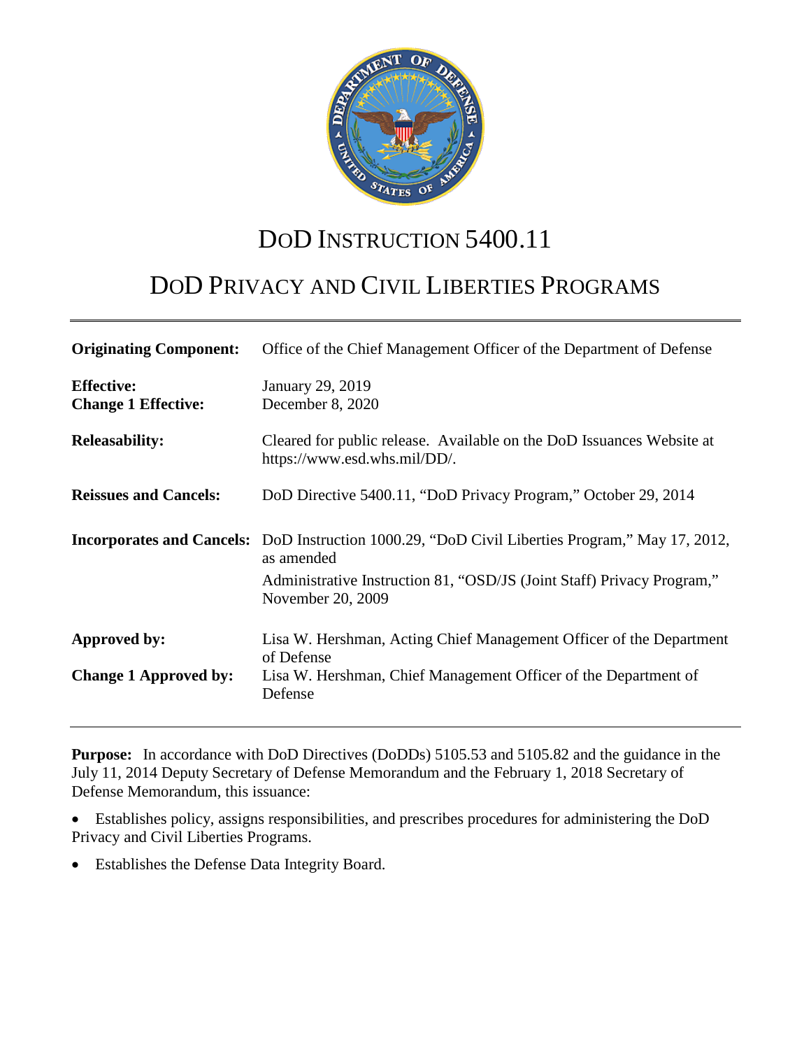# DoD INSTRUCTION 5400.11

# DoD PRIVACY AND CIVIL LIBERTIES PROGRAMS

| | |
|---|---|
| **Originating Component:** | Office of the Chief Management Officer of the Department of Defense |
| **Effective:** | January 29, 2019 |
| **Change 1 Effective:** | December 8, 2020 |
| **Releasability:** | Cleared for public release. Available on the DoD Issuances Website at https://www.esd.whs.mil/DD/. |
| **Reissues and Cancels:** | DoD Directive 5400.11, "DoD Privacy Program," October 29, 2014 |
| **Incorporates and Cancels:** | DoD Instruction 1000.29, "DoD Civil Liberties Program," May 17, 2012, as amended<br>Administrative Instruction 81, "OSD/JS (Joint Staff) Privacy Program," November 20, 2009 |
| **Approved by:** | Lisa W. Hershman, Acting Chief Management Officer of the Department of Defense |
| **Change 1 Approved by:** | Lisa W. Hershman, Chief Management Officer of the Department of Defense |

**Purpose:** In accordance with DoD Directives (DoDDs) 5105.53 and 5105.82 and the guidance in the July 11, 2014 Deputy Secretary of Defense Memorandum and the February 1, 2018 Secretary of Defense Memorandum, this issuance:

- Establishes policy, assigns responsibilities, and prescribes procedures for administering the DoD Privacy and Civil Liberties Programs.
- Establishes the Defense Data Integrity Board.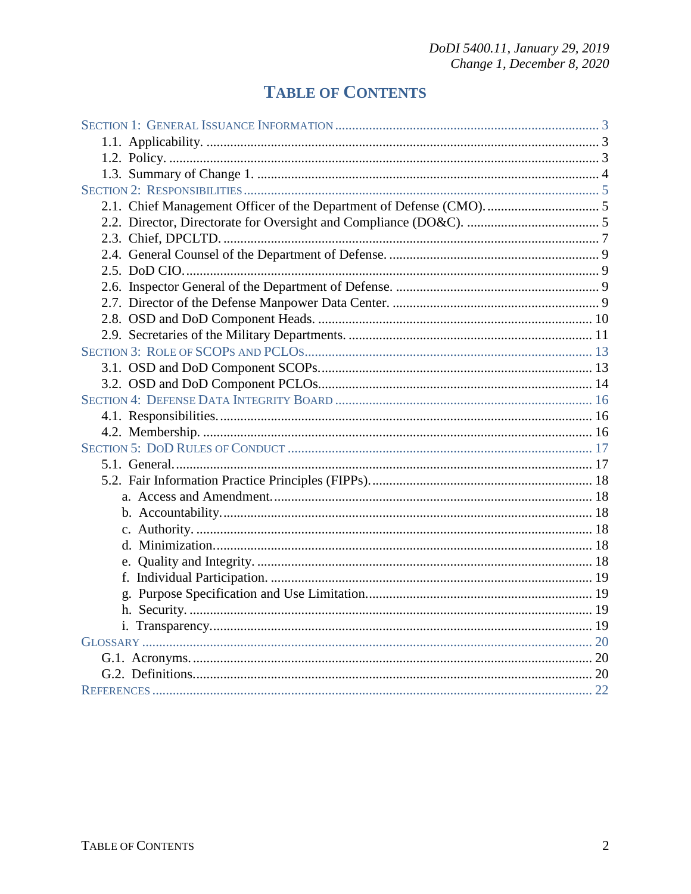# TABLE OF CONTENTS

SECTION 1: GENERAL ISSUANCE INFORMATION ..... 3
- 1.1. Applicability. ..... 3
- 1.2. Policy. ..... 3
- 1.3. Summary of Change 1. ..... 4

SECTION 2: RESPONSIBILITIES ..... 5
- 2.1. Chief Management Officer of the Department of Defense (CMO). ..... 5
- 2.2. Director, Directorate for Oversight and Compliance (DO&C). ..... 5
- 2.3. Chief, DPCLTD. ..... 7
- 2.4. General Counsel of the Department of Defense. ..... 9
- 2.5. DoD CIO. ..... 9
- 2.6. Inspector General of the Department of Defense. ..... 9
- 2.7. Director of the Defense Manpower Data Center. ..... 9
- 2.8. OSD and DoD Component Heads. ..... 10
- 2.9. Secretaries of the Military Departments. ..... 11

SECTION 3: ROLE OF SCOPS AND PCLOS ..... 13
- 3.1. OSD and DoD Component SCOPs. ..... 13
- 3.2. OSD and DoD Component PCLOs. ..... 14

SECTION 4: DEFENSE DATA INTEGRITY BOARD ..... 16
- 4.1. Responsibilities. ..... 16
- 4.2. Membership. ..... 16

SECTION 5: DOD RULES OF CONDUCT ..... 17
- 5.1. General. ..... 17
- 5.2. Fair Information Practice Principles (FIPPs). ..... 18
  - a. Access and Amendment. ..... 18
  - b. Accountability. ..... 18
  - c. Authority. ..... 18
  - d. Minimization. ..... 18
  - e. Quality and Integrity. ..... 18
  - f. Individual Participation. ..... 19
  - g. Purpose Specification and Use Limitation. ..... 19
  - h. Security. ..... 19
  - i. Transparency. ..... 19

GLOSSARY ..... 20
- G.1. Acronyms. ..... 20
- G.2. Definitions. ..... 20

REFERENCES ..... 22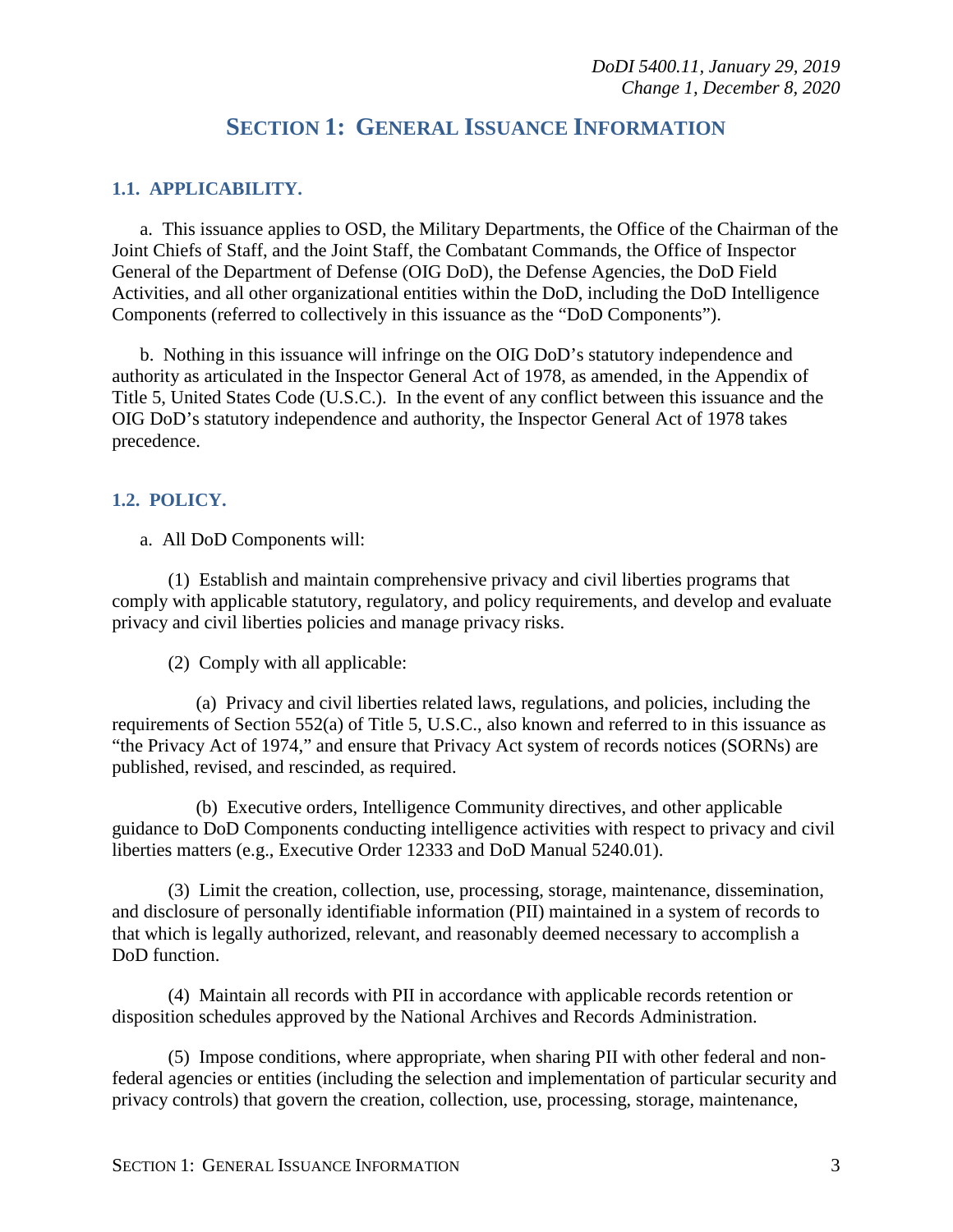# SECTION 1: GENERAL ISSUANCE INFORMATION

## 1.1. APPLICABILITY.

a. This issuance applies to OSD, the Military Departments, the Office of the Chairman of the Joint Chiefs of Staff, and the Joint Staff, the Combatant Commands, the Office of Inspector General of the Department of Defense (OIG DoD), the Defense Agencies, the DoD Field Activities, and all other organizational entities within the DoD, including the DoD Intelligence Components (referred to collectively in this issuance as the "DoD Components").

b. Nothing in this issuance will infringe on the OIG DoD's statutory independence and authority as articulated in the Inspector General Act of 1978, as amended, in the Appendix of Title 5, United States Code (U.S.C.). In the event of any conflict between this issuance and the OIG DoD's statutory independence and authority, the Inspector General Act of 1978 takes precedence.

## 1.2. POLICY.

a. All DoD Components will:

(1) Establish and maintain comprehensive privacy and civil liberties programs that comply with applicable statutory, regulatory, and policy requirements, and develop and evaluate privacy and civil liberties policies and manage privacy risks.

(2) Comply with all applicable:

(a) Privacy and civil liberties related laws, regulations, and policies, including the requirements of Section 552(a) of Title 5, U.S.C., also known and referred to in this issuance as "the Privacy Act of 1974," and ensure that Privacy Act system of records notices (SORNs) are published, revised, and rescinded, as required.

(b) Executive orders, Intelligence Community directives, and other applicable guidance to DoD Components conducting intelligence activities with respect to privacy and civil liberties matters (e.g., Executive Order 12333 and DoD Manual 5240.01).

(3) Limit the creation, collection, use, processing, storage, maintenance, dissemination, and disclosure of personally identifiable information (PII) maintained in a system of records to that which is legally authorized, relevant, and reasonably deemed necessary to accomplish a DoD function.

(4) Maintain all records with PII in accordance with applicable records retention or disposition schedules approved by the National Archives and Records Administration.

(5) Impose conditions, where appropriate, when sharing PII with other federal and non-federal agencies or entities (including the selection and implementation of particular security and privacy controls) that govern the creation, collection, use, processing, storage, maintenance,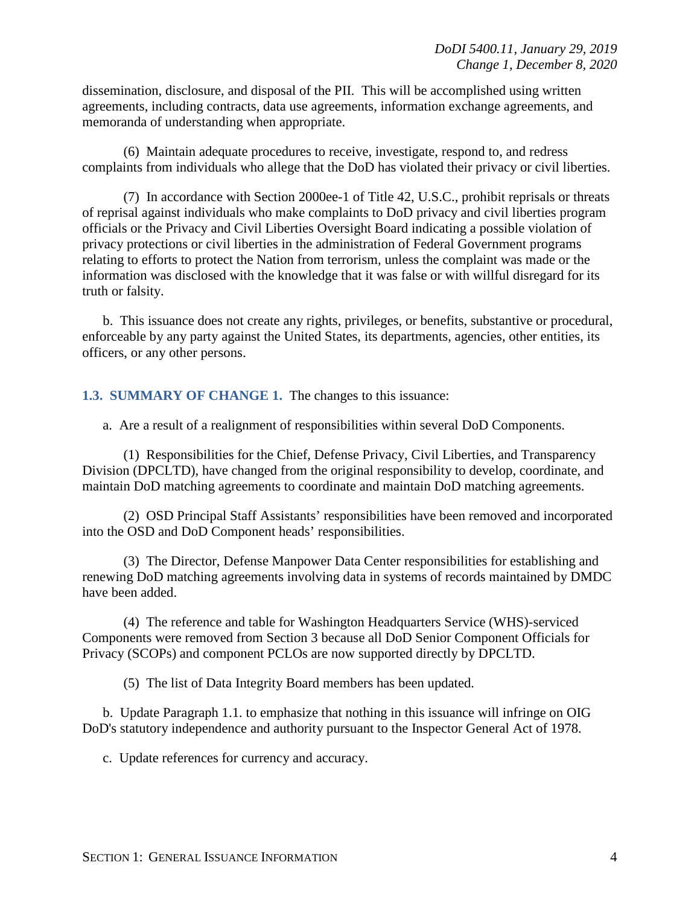dissemination, disclosure, and disposal of the PII. This will be accomplished using written agreements, including contracts, data use agreements, information exchange agreements, and memoranda of understanding when appropriate.

(6) Maintain adequate procedures to receive, investigate, respond to, and redress complaints from individuals who allege that the DoD has violated their privacy or civil liberties.

(7) In accordance with Section 2000ee-1 of Title 42, U.S.C., prohibit reprisals or threats of reprisal against individuals who make complaints to DoD privacy and civil liberties program officials or the Privacy and Civil Liberties Oversight Board indicating a possible violation of privacy protections or civil liberties in the administration of Federal Government programs relating to efforts to protect the Nation from terrorism, unless the complaint was made or the information was disclosed with the knowledge that it was false or with willful disregard for its truth or falsity.

b. This issuance does not create any rights, privileges, or benefits, substantive or procedural, enforceable by any party against the United States, its departments, agencies, other entities, its officers, or any other persons.

### 1.3. SUMMARY OF CHANGE 1.

The changes to this issuance:

a. Are a result of a realignment of responsibilities within several DoD Components.

(1) Responsibilities for the Chief, Defense Privacy, Civil Liberties, and Transparency Division (DPCLTD), have changed from the original responsibility to develop, coordinate, and maintain DoD matching agreements to coordinate and maintain DoD matching agreements.

(2) OSD Principal Staff Assistants' responsibilities have been removed and incorporated into the OSD and DoD Component heads' responsibilities.

(3) The Director, Defense Manpower Data Center responsibilities for establishing and renewing DoD matching agreements involving data in systems of records maintained by DMDC have been added.

(4) The reference and table for Washington Headquarters Service (WHS)-serviced Components were removed from Section 3 because all DoD Senior Component Officials for Privacy (SCOPs) and component PCLOs are now supported directly by DPCLTD.

(5) The list of Data Integrity Board members has been updated.

b. Update Paragraph 1.1. to emphasize that nothing in this issuance will infringe on OIG DoD's statutory independence and authority pursuant to the Inspector General Act of 1978.

c. Update references for currency and accuracy.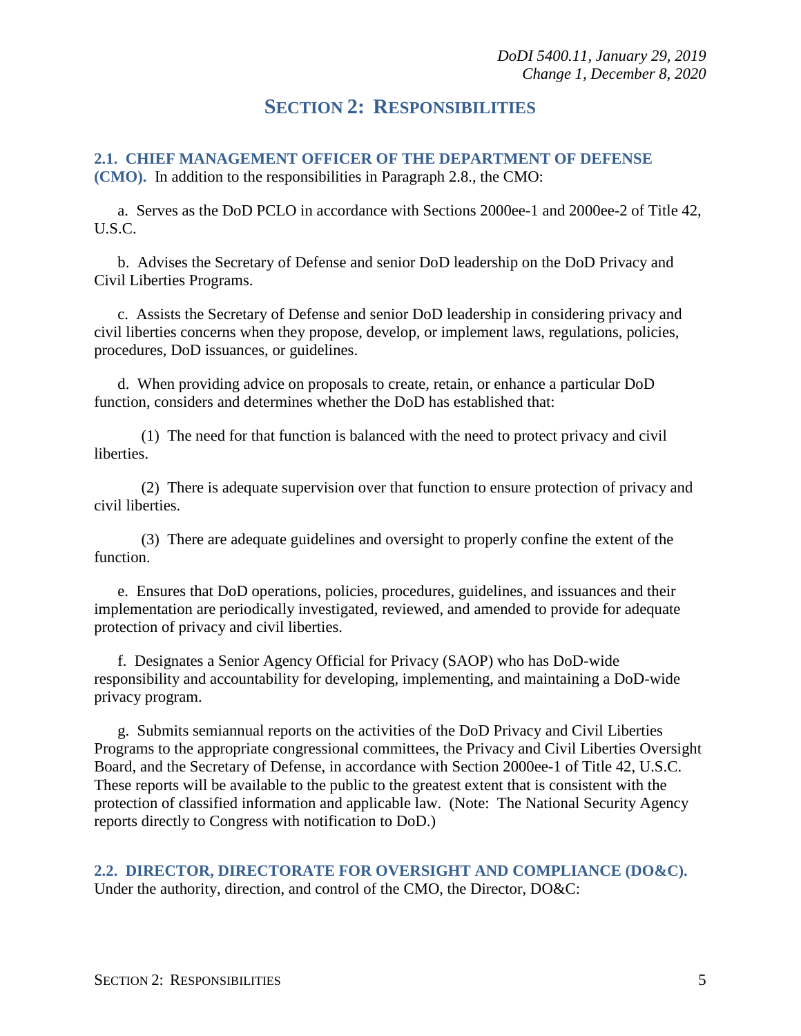## SECTION 2: RESPONSIBILITIES

**2.1. CHIEF MANAGEMENT OFFICER OF THE DEPARTMENT OF DEFENSE (CMO).** In addition to the responsibilities in Paragraph 2.8., the CMO:

a. Serves as the DoD PCLO in accordance with Sections 2000ee-1 and 2000ee-2 of Title 42, U.S.C.

b. Advises the Secretary of Defense and senior DoD leadership on the DoD Privacy and Civil Liberties Programs.

c. Assists the Secretary of Defense and senior DoD leadership in considering privacy and civil liberties concerns when they propose, develop, or implement laws, regulations, policies, procedures, DoD issuances, or guidelines.

d. When providing advice on proposals to create, retain, or enhance a particular DoD function, considers and determines whether the DoD has established that:

(1) The need for that function is balanced with the need to protect privacy and civil liberties.

(2) There is adequate supervision over that function to ensure protection of privacy and civil liberties.

(3) There are adequate guidelines and oversight to properly confine the extent of the function.

e. Ensures that DoD operations, policies, procedures, guidelines, and issuances and their implementation are periodically investigated, reviewed, and amended to provide for adequate protection of privacy and civil liberties.

f. Designates a Senior Agency Official for Privacy (SAOP) who has DoD-wide responsibility and accountability for developing, implementing, and maintaining a DoD-wide privacy program.

g. Submits semiannual reports on the activities of the DoD Privacy and Civil Liberties Programs to the appropriate congressional committees, the Privacy and Civil Liberties Oversight Board, and the Secretary of Defense, in accordance with Section 2000ee-1 of Title 42, U.S.C. These reports will be available to the public to the greatest extent that is consistent with the protection of classified information and applicable law. (Note: The National Security Agency reports directly to Congress with notification to DoD.)

**2.2. DIRECTOR, DIRECTORATE FOR OVERSIGHT AND COMPLIANCE (DO&C).** Under the authority, direction, and control of the CMO, the Director, DO&C: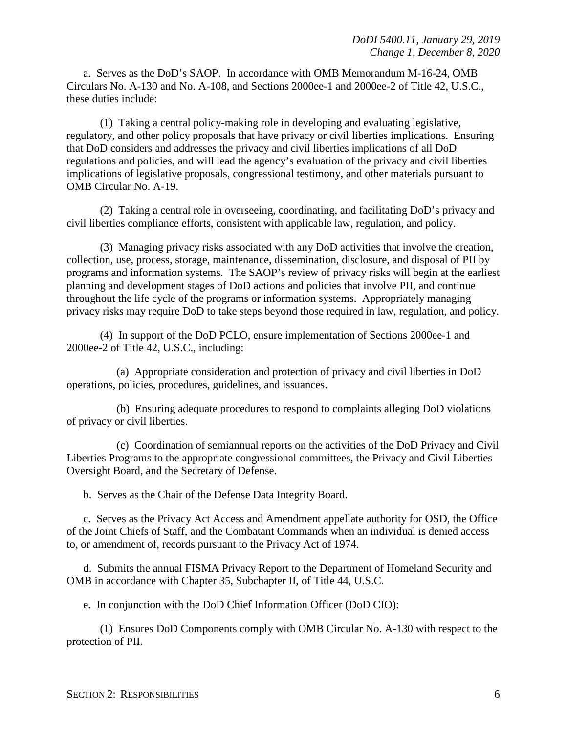a. Serves as the DoD's SAOP. In accordance with OMB Memorandum M-16-24, OMB Circulars No. A-130 and No. A-108, and Sections 2000ee-1 and 2000ee-2 of Title 42, U.S.C., these duties include:

(1) Taking a central policy-making role in developing and evaluating legislative, regulatory, and other policy proposals that have privacy or civil liberties implications. Ensuring that DoD considers and addresses the privacy and civil liberties implications of all DoD regulations and policies, and will lead the agency's evaluation of the privacy and civil liberties implications of legislative proposals, congressional testimony, and other materials pursuant to OMB Circular No. A-19.

(2) Taking a central role in overseeing, coordinating, and facilitating DoD's privacy and civil liberties compliance efforts, consistent with applicable law, regulation, and policy.

(3) Managing privacy risks associated with any DoD activities that involve the creation, collection, use, process, storage, maintenance, dissemination, disclosure, and disposal of PII by programs and information systems. The SAOP's review of privacy risks will begin at the earliest planning and development stages of DoD actions and policies that involve PII, and continue throughout the life cycle of the programs or information systems. Appropriately managing privacy risks may require DoD to take steps beyond those required in law, regulation, and policy.

(4) In support of the DoD PCLO, ensure implementation of Sections 2000ee-1 and 2000ee-2 of Title 42, U.S.C., including:

(a) Appropriate consideration and protection of privacy and civil liberties in DoD operations, policies, procedures, guidelines, and issuances.

(b) Ensuring adequate procedures to respond to complaints alleging DoD violations of privacy or civil liberties.

(c) Coordination of semiannual reports on the activities of the DoD Privacy and Civil Liberties Programs to the appropriate congressional committees, the Privacy and Civil Liberties Oversight Board, and the Secretary of Defense.

b. Serves as the Chair of the Defense Data Integrity Board.

c. Serves as the Privacy Act Access and Amendment appellate authority for OSD, the Office of the Joint Chiefs of Staff, and the Combatant Commands when an individual is denied access to, or amendment of, records pursuant to the Privacy Act of 1974.

d. Submits the annual FISMA Privacy Report to the Department of Homeland Security and OMB in accordance with Chapter 35, Subchapter II, of Title 44, U.S.C.

e. In conjunction with the DoD Chief Information Officer (DoD CIO):

(1) Ensures DoD Components comply with OMB Circular No. A-130 with respect to the protection of PII.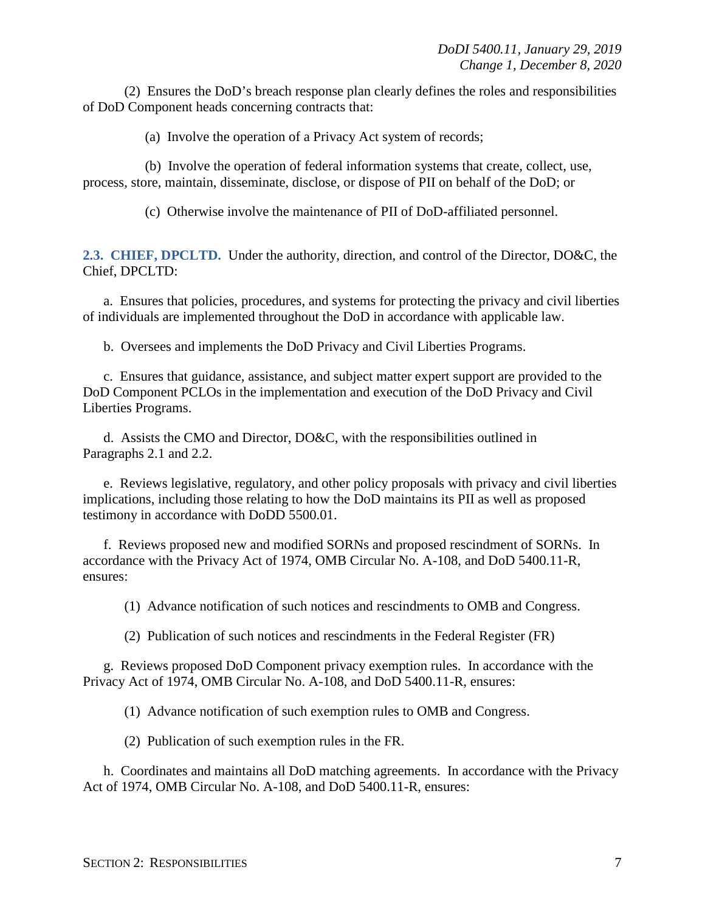(2) Ensures the DoD's breach response plan clearly defines the roles and responsibilities of DoD Component heads concerning contracts that:

(a) Involve the operation of a Privacy Act system of records;

(b) Involve the operation of federal information systems that create, collect, use, process, store, maintain, disseminate, disclose, or dispose of PII on behalf of the DoD; or

(c) Otherwise involve the maintenance of PII of DoD-affiliated personnel.

## 2.3. CHIEF, DPCLTD.

Under the authority, direction, and control of the Director, DO&C, the Chief, DPCLTD:

a. Ensures that policies, procedures, and systems for protecting the privacy and civil liberties of individuals are implemented throughout the DoD in accordance with applicable law.

b. Oversees and implements the DoD Privacy and Civil Liberties Programs.

c. Ensures that guidance, assistance, and subject matter expert support are provided to the DoD Component PCLOs in the implementation and execution of the DoD Privacy and Civil Liberties Programs.

d. Assists the CMO and Director, DO&C, with the responsibilities outlined in Paragraphs 2.1 and 2.2.

e. Reviews legislative, regulatory, and other policy proposals with privacy and civil liberties implications, including those relating to how the DoD maintains its PII as well as proposed testimony in accordance with DoDD 5500.01.

f. Reviews proposed new and modified SORNs and proposed rescindment of SORNs. In accordance with the Privacy Act of 1974, OMB Circular No. A-108, and DoD 5400.11-R, ensures:

(1) Advance notification of such notices and rescindments to OMB and Congress.

(2) Publication of such notices and rescindments in the Federal Register (FR)

g. Reviews proposed DoD Component privacy exemption rules. In accordance with the Privacy Act of 1974, OMB Circular No. A-108, and DoD 5400.11-R, ensures:

(1) Advance notification of such exemption rules to OMB and Congress.

(2) Publication of such exemption rules in the FR.

h. Coordinates and maintains all DoD matching agreements. In accordance with the Privacy Act of 1974, OMB Circular No. A-108, and DoD 5400.11-R, ensures: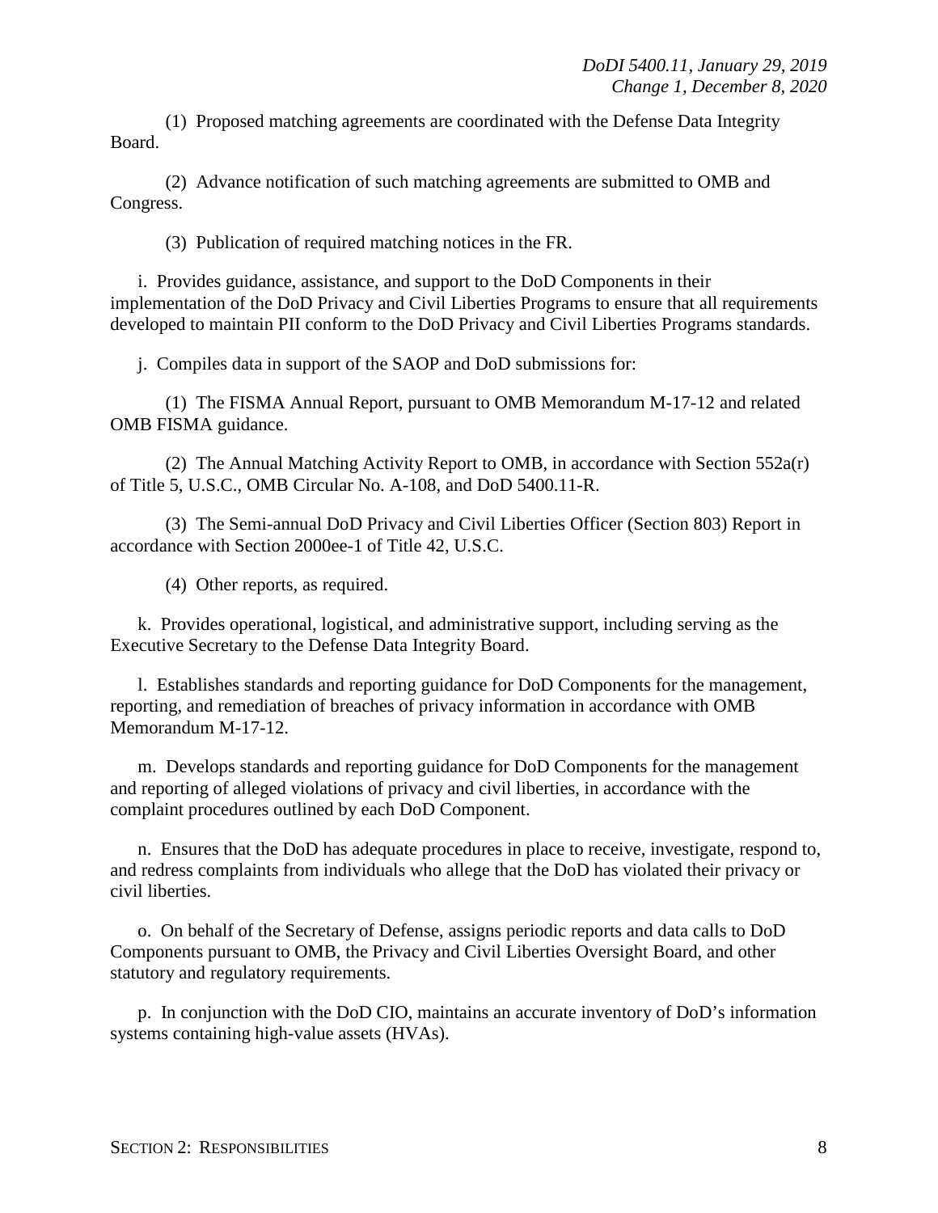(1) Proposed matching agreements are coordinated with the Defense Data Integrity Board.

(2) Advance notification of such matching agreements are submitted to OMB and Congress.

(3) Publication of required matching notices in the FR.

i. Provides guidance, assistance, and support to the DoD Components in their implementation of the DoD Privacy and Civil Liberties Programs to ensure that all requirements developed to maintain PII conform to the DoD Privacy and Civil Liberties Programs standards.

j. Compiles data in support of the SAOP and DoD submissions for:

(1) The FISMA Annual Report, pursuant to OMB Memorandum M-17-12 and related OMB FISMA guidance.

(2) The Annual Matching Activity Report to OMB, in accordance with Section 552a(r) of Title 5, U.S.C., OMB Circular No. A-108, and DoD 5400.11-R.

(3) The Semi-annual DoD Privacy and Civil Liberties Officer (Section 803) Report in accordance with Section 2000ee-1 of Title 42, U.S.C.

(4) Other reports, as required.

k. Provides operational, logistical, and administrative support, including serving as the Executive Secretary to the Defense Data Integrity Board.

l. Establishes standards and reporting guidance for DoD Components for the management, reporting, and remediation of breaches of privacy information in accordance with OMB Memorandum M-17-12.

m. Develops standards and reporting guidance for DoD Components for the management and reporting of alleged violations of privacy and civil liberties, in accordance with the complaint procedures outlined by each DoD Component.

n. Ensures that the DoD has adequate procedures in place to receive, investigate, respond to, and redress complaints from individuals who allege that the DoD has violated their privacy or civil liberties.

o. On behalf of the Secretary of Defense, assigns periodic reports and data calls to DoD Components pursuant to OMB, the Privacy and Civil Liberties Oversight Board, and other statutory and regulatory requirements.

p. In conjunction with the DoD CIO, maintains an accurate inventory of DoD's information systems containing high-value assets (HVAs).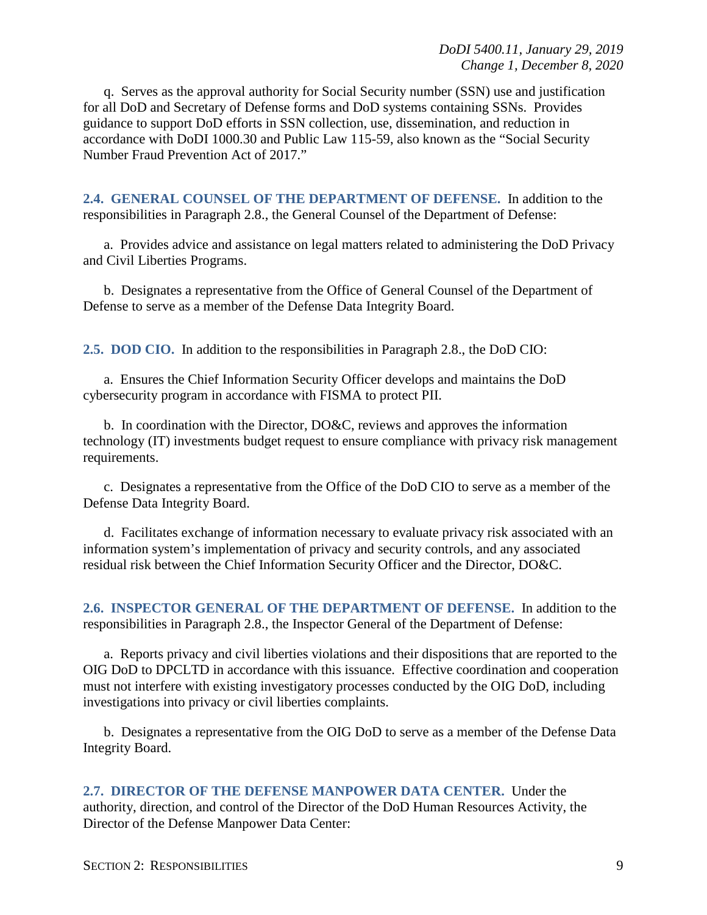q. Serves as the approval authority for Social Security number (SSN) use and justification for all DoD and Secretary of Defense forms and DoD systems containing SSNs. Provides guidance to support DoD efforts in SSN collection, use, dissemination, and reduction in accordance with DoDI 1000.30 and Public Law 115-59, also known as the "Social Security Number Fraud Prevention Act of 2017."

**2.4. GENERAL COUNSEL OF THE DEPARTMENT OF DEFENSE.** In addition to the responsibilities in Paragraph 2.8., the General Counsel of the Department of Defense:

a. Provides advice and assistance on legal matters related to administering the DoD Privacy and Civil Liberties Programs.

b. Designates a representative from the Office of General Counsel of the Department of Defense to serve as a member of the Defense Data Integrity Board.

**2.5. DOD CIO.** In addition to the responsibilities in Paragraph 2.8., the DoD CIO:

a. Ensures the Chief Information Security Officer develops and maintains the DoD cybersecurity program in accordance with FISMA to protect PII.

b. In coordination with the Director, DO&C, reviews and approves the information technology (IT) investments budget request to ensure compliance with privacy risk management requirements.

c. Designates a representative from the Office of the DoD CIO to serve as a member of the Defense Data Integrity Board.

d. Facilitates exchange of information necessary to evaluate privacy risk associated with an information system's implementation of privacy and security controls, and any associated residual risk between the Chief Information Security Officer and the Director, DO&C.

**2.6. INSPECTOR GENERAL OF THE DEPARTMENT OF DEFENSE.** In addition to the responsibilities in Paragraph 2.8., the Inspector General of the Department of Defense:

a. Reports privacy and civil liberties violations and their dispositions that are reported to the OIG DoD to DPCLTD in accordance with this issuance. Effective coordination and cooperation must not interfere with existing investigatory processes conducted by the OIG DoD, including investigations into privacy or civil liberties complaints.

b. Designates a representative from the OIG DoD to serve as a member of the Defense Data Integrity Board.

**2.7. DIRECTOR OF THE DEFENSE MANPOWER DATA CENTER.** Under the authority, direction, and control of the Director of the DoD Human Resources Activity, the Director of the Defense Manpower Data Center: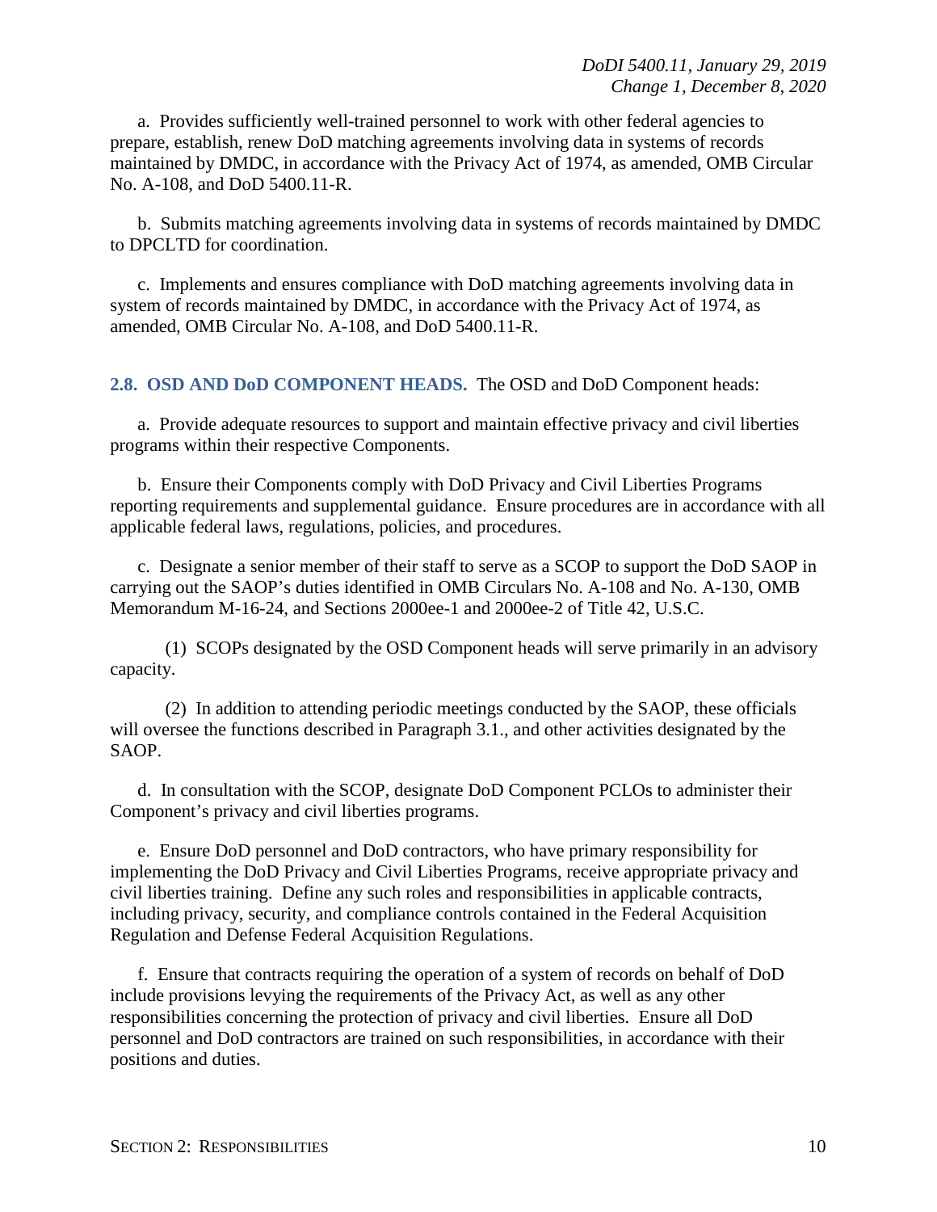a. Provides sufficiently well-trained personnel to work with other federal agencies to prepare, establish, renew DoD matching agreements involving data in systems of records maintained by DMDC, in accordance with the Privacy Act of 1974, as amended, OMB Circular No. A-108, and DoD 5400.11-R.

b. Submits matching agreements involving data in systems of records maintained by DMDC to DPCLTD for coordination.

c. Implements and ensures compliance with DoD matching agreements involving data in system of records maintained by DMDC, in accordance with the Privacy Act of 1974, as amended, OMB Circular No. A-108, and DoD 5400.11-R.

## 2.8. OSD AND DoD COMPONENT HEADS.

The OSD and DoD Component heads:

a. Provide adequate resources to support and maintain effective privacy and civil liberties programs within their respective Components.

b. Ensure their Components comply with DoD Privacy and Civil Liberties Programs reporting requirements and supplemental guidance. Ensure procedures are in accordance with all applicable federal laws, regulations, policies, and procedures.

c. Designate a senior member of their staff to serve as a SCOP to support the DoD SAOP in carrying out the SAOP's duties identified in OMB Circulars No. A-108 and No. A-130, OMB Memorandum M-16-24, and Sections 2000ee-1 and 2000ee-2 of Title 42, U.S.C.

(1) SCOPs designated by the OSD Component heads will serve primarily in an advisory capacity.

(2) In addition to attending periodic meetings conducted by the SAOP, these officials will oversee the functions described in Paragraph 3.1., and other activities designated by the SAOP.

d. In consultation with the SCOP, designate DoD Component PCLOs to administer their Component's privacy and civil liberties programs.

e. Ensure DoD personnel and DoD contractors, who have primary responsibility for implementing the DoD Privacy and Civil Liberties Programs, receive appropriate privacy and civil liberties training. Define any such roles and responsibilities in applicable contracts, including privacy, security, and compliance controls contained in the Federal Acquisition Regulation and Defense Federal Acquisition Regulations.

f. Ensure that contracts requiring the operation of a system of records on behalf of DoD include provisions levying the requirements of the Privacy Act, as well as any other responsibilities concerning the protection of privacy and civil liberties. Ensure all DoD personnel and DoD contractors are trained on such responsibilities, in accordance with their positions and duties.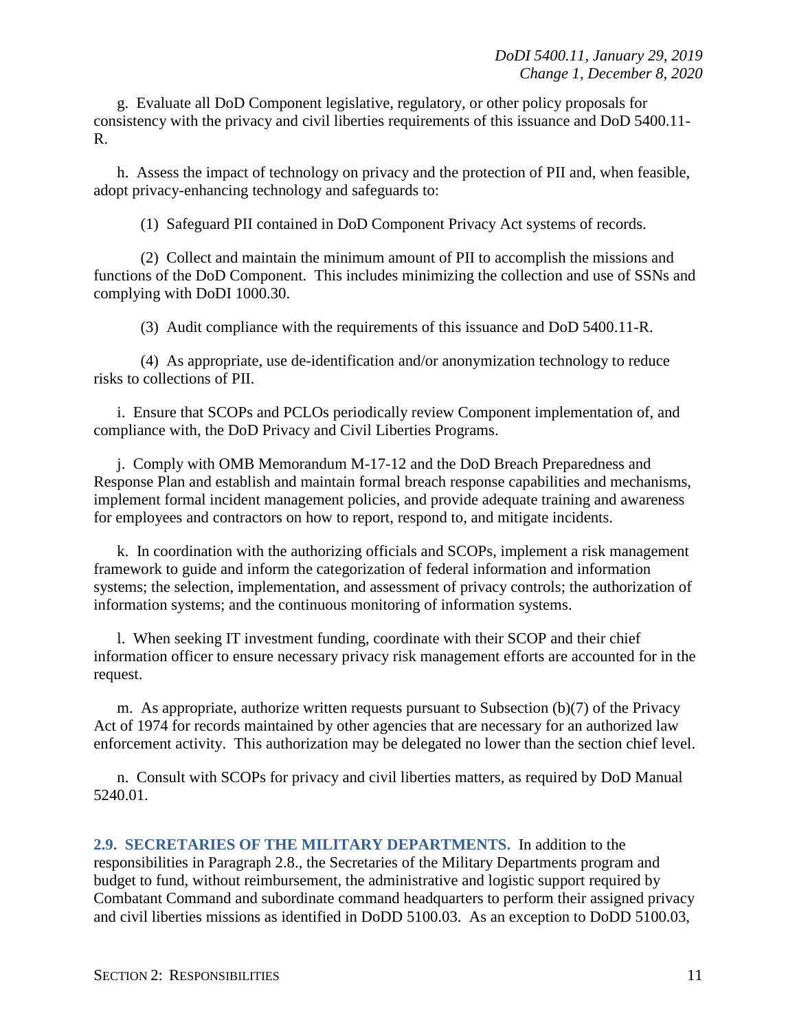g. Evaluate all DoD Component legislative, regulatory, or other policy proposals for consistency with the privacy and civil liberties requirements of this issuance and DoD 5400.11-R.

h. Assess the impact of technology on privacy and the protection of PII and, when feasible, adopt privacy-enhancing technology and safeguards to:

(1) Safeguard PII contained in DoD Component Privacy Act systems of records.

(2) Collect and maintain the minimum amount of PII to accomplish the missions and functions of the DoD Component. This includes minimizing the collection and use of SSNs and complying with DoDI 1000.30.

(3) Audit compliance with the requirements of this issuance and DoD 5400.11-R.

(4) As appropriate, use de-identification and/or anonymization technology to reduce risks to collections of PII.

i. Ensure that SCOPs and PCLOs periodically review Component implementation of, and compliance with, the DoD Privacy and Civil Liberties Programs.

j. Comply with OMB Memorandum M-17-12 and the DoD Breach Preparedness and Response Plan and establish and maintain formal breach response capabilities and mechanisms, implement formal incident management policies, and provide adequate training and awareness for employees and contractors on how to report, respond to, and mitigate incidents.

k. In coordination with the authorizing officials and SCOPs, implement a risk management framework to guide and inform the categorization of federal information and information systems; the selection, implementation, and assessment of privacy controls; the authorization of information systems; and the continuous monitoring of information systems.

l. When seeking IT investment funding, coordinate with their SCOP and their chief information officer to ensure necessary privacy risk management efforts are accounted for in the request.

m. As appropriate, authorize written requests pursuant to Subsection (b)(7) of the Privacy Act of 1974 for records maintained by other agencies that are necessary for an authorized law enforcement activity. This authorization may be delegated no lower than the section chief level.

n. Consult with SCOPs for privacy and civil liberties matters, as required by DoD Manual 5240.01.

**2.9. SECRETARIES OF THE MILITARY DEPARTMENTS.** In addition to the responsibilities in Paragraph 2.8., the Secretaries of the Military Departments program and budget to fund, without reimbursement, the administrative and logistic support required by Combatant Command and subordinate command headquarters to perform their assigned privacy and civil liberties missions as identified in DoDD 5100.03. As an exception to DoDD 5100.03,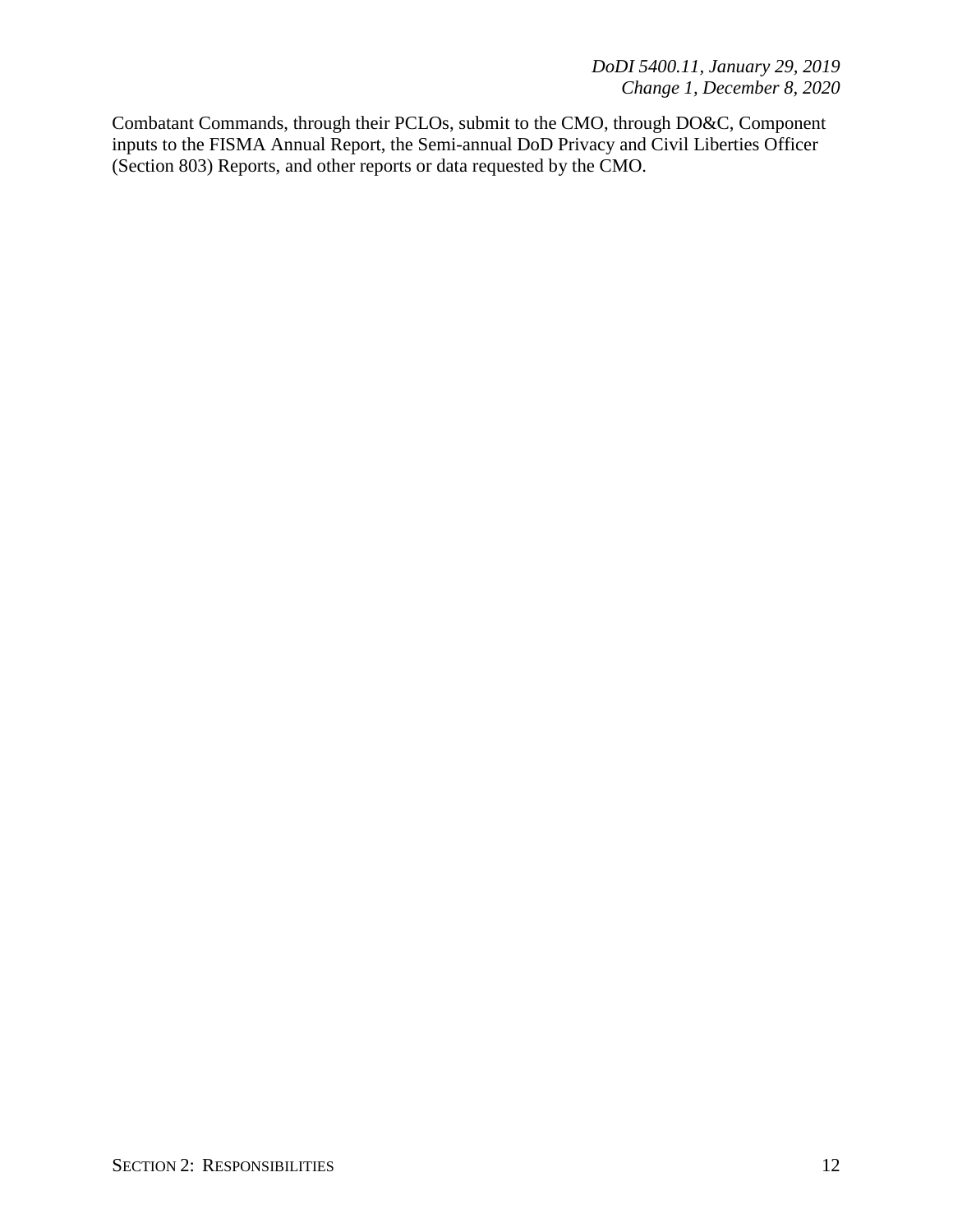Combatant Commands, through their PCLOs, submit to the CMO, through DO&C, Component inputs to the FISMA Annual Report, the Semi-annual DoD Privacy and Civil Liberties Officer (Section 803) Reports, and other reports or data requested by the CMO.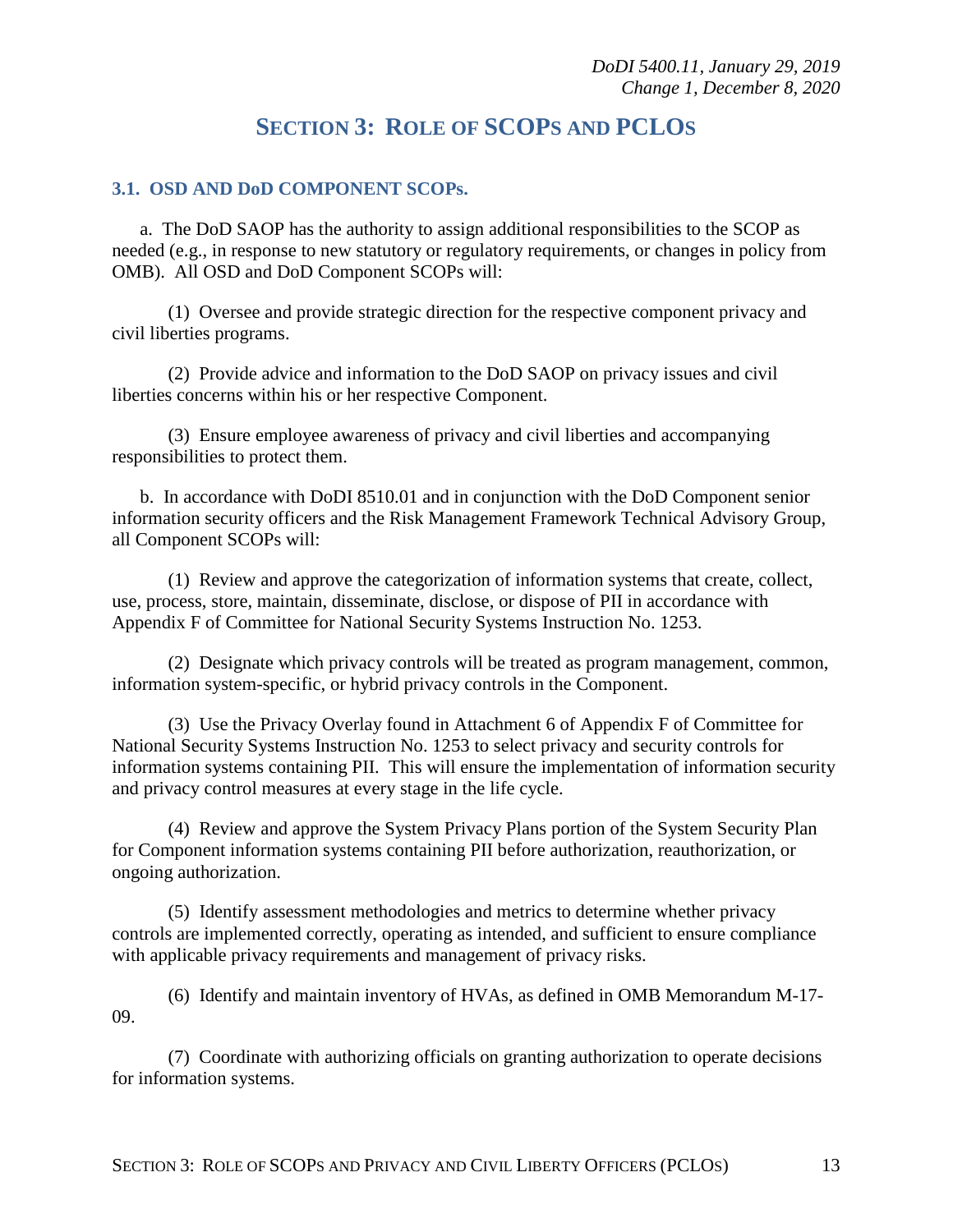# SECTION 3: ROLE OF SCOPS AND PCLOS

## 3.1. OSD AND DoD COMPONENT SCOPs.

a. The DoD SAOP has the authority to assign additional responsibilities to the SCOP as needed (e.g., in response to new statutory or regulatory requirements, or changes in policy from OMB). All OSD and DoD Component SCOPs will:

(1) Oversee and provide strategic direction for the respective component privacy and civil liberties programs.

(2) Provide advice and information to the DoD SAOP on privacy issues and civil liberties concerns within his or her respective Component.

(3) Ensure employee awareness of privacy and civil liberties and accompanying responsibilities to protect them.

b. In accordance with DoDI 8510.01 and in conjunction with the DoD Component senior information security officers and the Risk Management Framework Technical Advisory Group, all Component SCOPs will:

(1) Review and approve the categorization of information systems that create, collect, use, process, store, maintain, disseminate, disclose, or dispose of PII in accordance with Appendix F of Committee for National Security Systems Instruction No. 1253.

(2) Designate which privacy controls will be treated as program management, common, information system-specific, or hybrid privacy controls in the Component.

(3) Use the Privacy Overlay found in Attachment 6 of Appendix F of Committee for National Security Systems Instruction No. 1253 to select privacy and security controls for information systems containing PII. This will ensure the implementation of information security and privacy control measures at every stage in the life cycle.

(4) Review and approve the System Privacy Plans portion of the System Security Plan for Component information systems containing PII before authorization, reauthorization, or ongoing authorization.

(5) Identify assessment methodologies and metrics to determine whether privacy controls are implemented correctly, operating as intended, and sufficient to ensure compliance with applicable privacy requirements and management of privacy risks.

(6) Identify and maintain inventory of HVAs, as defined in OMB Memorandum M-17-09.

(7) Coordinate with authorizing officials on granting authorization to operate decisions for information systems.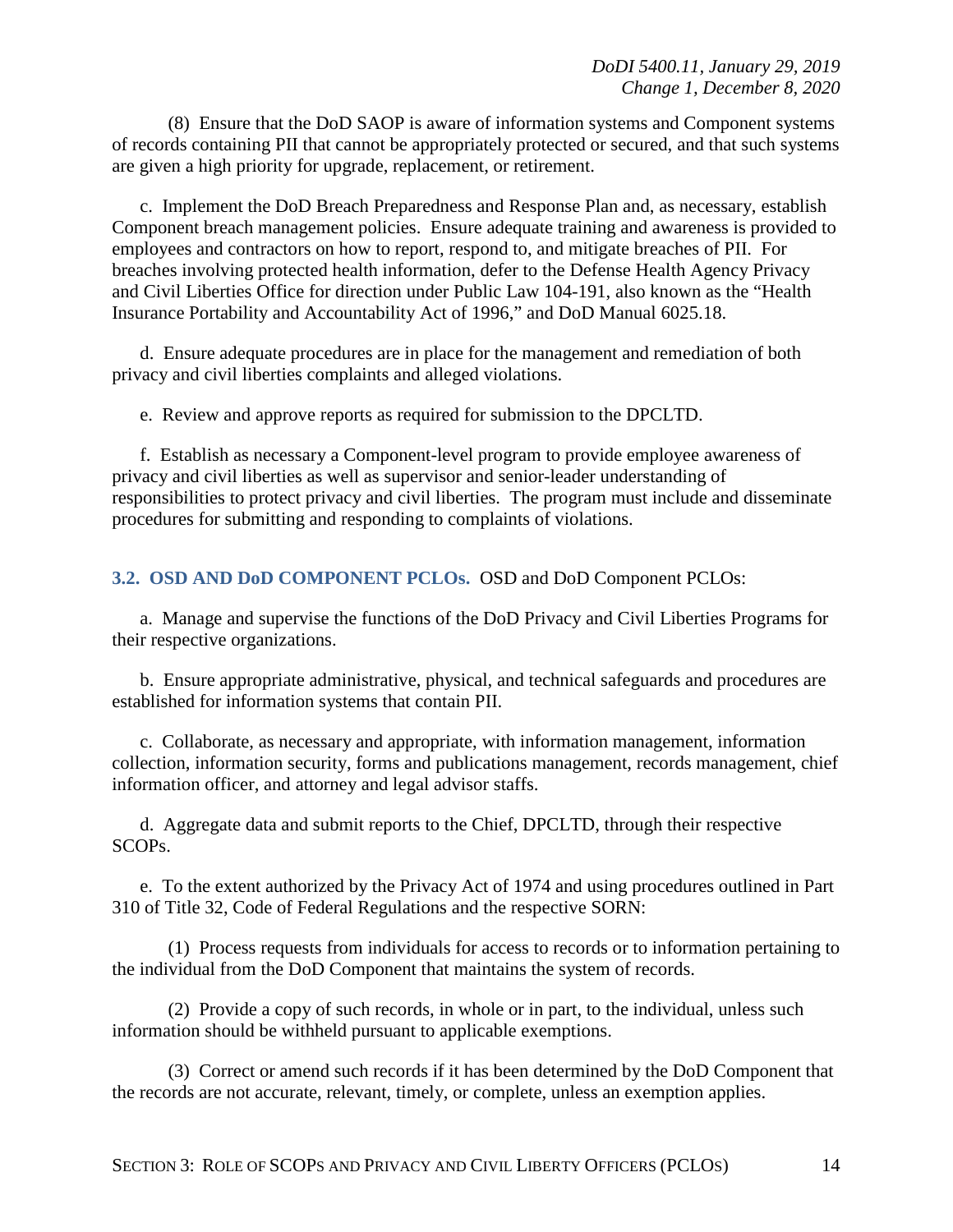(8) Ensure that the DoD SAOP is aware of information systems and Component systems of records containing PII that cannot be appropriately protected or secured, and that such systems are given a high priority for upgrade, replacement, or retirement.

c. Implement the DoD Breach Preparedness and Response Plan and, as necessary, establish Component breach management policies. Ensure adequate training and awareness is provided to employees and contractors on how to report, respond to, and mitigate breaches of PII. For breaches involving protected health information, defer to the Defense Health Agency Privacy and Civil Liberties Office for direction under Public Law 104-191, also known as the "Health Insurance Portability and Accountability Act of 1996," and DoD Manual 6025.18.

d. Ensure adequate procedures are in place for the management and remediation of both privacy and civil liberties complaints and alleged violations.

e. Review and approve reports as required for submission to the DPCLTD.

f. Establish as necessary a Component-level program to provide employee awareness of privacy and civil liberties as well as supervisor and senior-leader understanding of responsibilities to protect privacy and civil liberties. The program must include and disseminate procedures for submitting and responding to complaints of violations.

## 3.2. OSD AND DoD COMPONENT PCLOs.

OSD and DoD Component PCLOs:

a. Manage and supervise the functions of the DoD Privacy and Civil Liberties Programs for their respective organizations.

b. Ensure appropriate administrative, physical, and technical safeguards and procedures are established for information systems that contain PII.

c. Collaborate, as necessary and appropriate, with information management, information collection, information security, forms and publications management, records management, chief information officer, and attorney and legal advisor staffs.

d. Aggregate data and submit reports to the Chief, DPCLTD, through their respective SCOPs.

e. To the extent authorized by the Privacy Act of 1974 and using procedures outlined in Part 310 of Title 32, Code of Federal Regulations and the respective SORN:

(1) Process requests from individuals for access to records or to information pertaining to the individual from the DoD Component that maintains the system of records.

(2) Provide a copy of such records, in whole or in part, to the individual, unless such information should be withheld pursuant to applicable exemptions.

(3) Correct or amend such records if it has been determined by the DoD Component that the records are not accurate, relevant, timely, or complete, unless an exemption applies.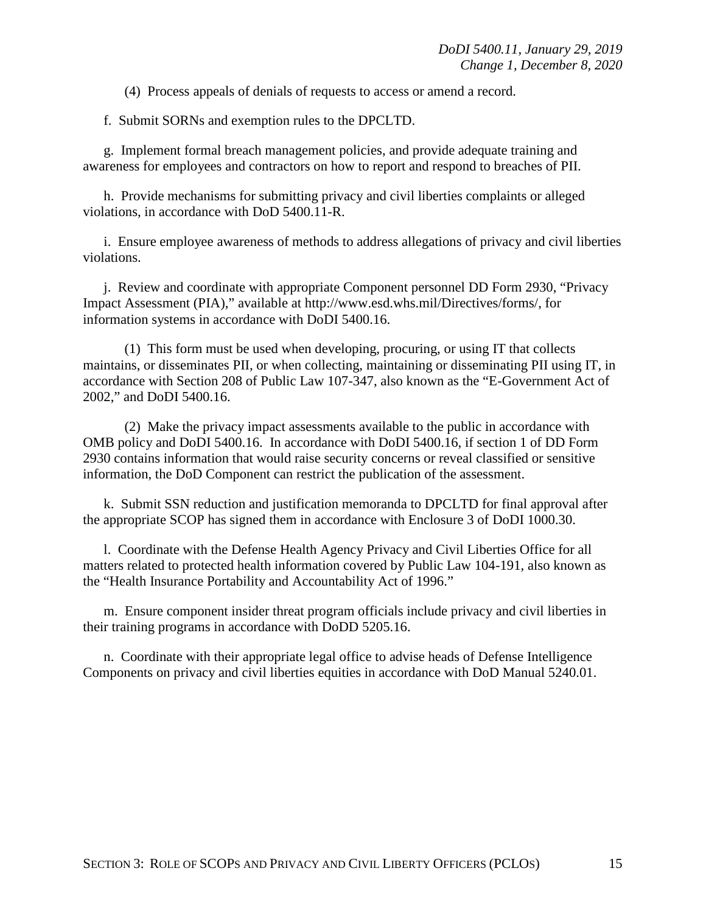(4) Process appeals of denials of requests to access or amend a record.

f. Submit SORNs and exemption rules to the DPCLTD.

g. Implement formal breach management policies, and provide adequate training and awareness for employees and contractors on how to report and respond to breaches of PII.

h. Provide mechanisms for submitting privacy and civil liberties complaints or alleged violations, in accordance with DoD 5400.11-R.

i. Ensure employee awareness of methods to address allegations of privacy and civil liberties violations.

j. Review and coordinate with appropriate Component personnel DD Form 2930, "Privacy Impact Assessment (PIA)," available at http://www.esd.whs.mil/Directives/forms/, for information systems in accordance with DoDI 5400.16.

(1) This form must be used when developing, procuring, or using IT that collects maintains, or disseminates PII, or when collecting, maintaining or disseminating PII using IT, in accordance with Section 208 of Public Law 107-347, also known as the "E-Government Act of 2002," and DoDI 5400.16.

(2) Make the privacy impact assessments available to the public in accordance with OMB policy and DoDI 5400.16. In accordance with DoDI 5400.16, if section 1 of DD Form 2930 contains information that would raise security concerns or reveal classified or sensitive information, the DoD Component can restrict the publication of the assessment.

k. Submit SSN reduction and justification memoranda to DPCLTD for final approval after the appropriate SCOP has signed them in accordance with Enclosure 3 of DoDI 1000.30.

l. Coordinate with the Defense Health Agency Privacy and Civil Liberties Office for all matters related to protected health information covered by Public Law 104-191, also known as the "Health Insurance Portability and Accountability Act of 1996."

m. Ensure component insider threat program officials include privacy and civil liberties in their training programs in accordance with DoDD 5205.16.

n. Coordinate with their appropriate legal office to advise heads of Defense Intelligence Components on privacy and civil liberties equities in accordance with DoD Manual 5240.01.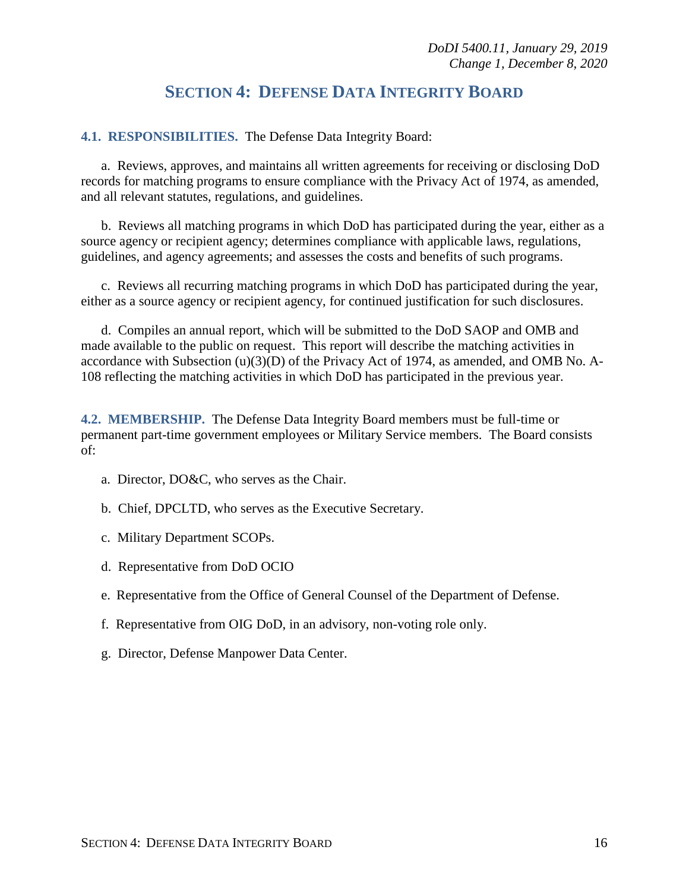# SECTION 4: DEFENSE DATA INTEGRITY BOARD

**4.1. RESPONSIBILITIES.** The Defense Data Integrity Board:

a. Reviews, approves, and maintains all written agreements for receiving or disclosing DoD records for matching programs to ensure compliance with the Privacy Act of 1974, as amended, and all relevant statutes, regulations, and guidelines.

b. Reviews all matching programs in which DoD has participated during the year, either as a source agency or recipient agency; determines compliance with applicable laws, regulations, guidelines, and agency agreements; and assesses the costs and benefits of such programs.

c. Reviews all recurring matching programs in which DoD has participated during the year, either as a source agency or recipient agency, for continued justification for such disclosures.

d. Compiles an annual report, which will be submitted to the DoD SAOP and OMB and made available to the public on request. This report will describe the matching activities in accordance with Subsection (u)(3)(D) of the Privacy Act of 1974, as amended, and OMB No. A-108 reflecting the matching activities in which DoD has participated in the previous year.

**4.2. MEMBERSHIP.** The Defense Data Integrity Board members must be full-time or permanent part-time government employees or Military Service members. The Board consists of:

a. Director, DO&C, who serves as the Chair.

b. Chief, DPCLTD, who serves as the Executive Secretary.

c. Military Department SCOPs.

d. Representative from DoD OCIO

e. Representative from the Office of General Counsel of the Department of Defense.

f. Representative from OIG DoD, in an advisory, non-voting role only.

g. Director, Defense Manpower Data Center.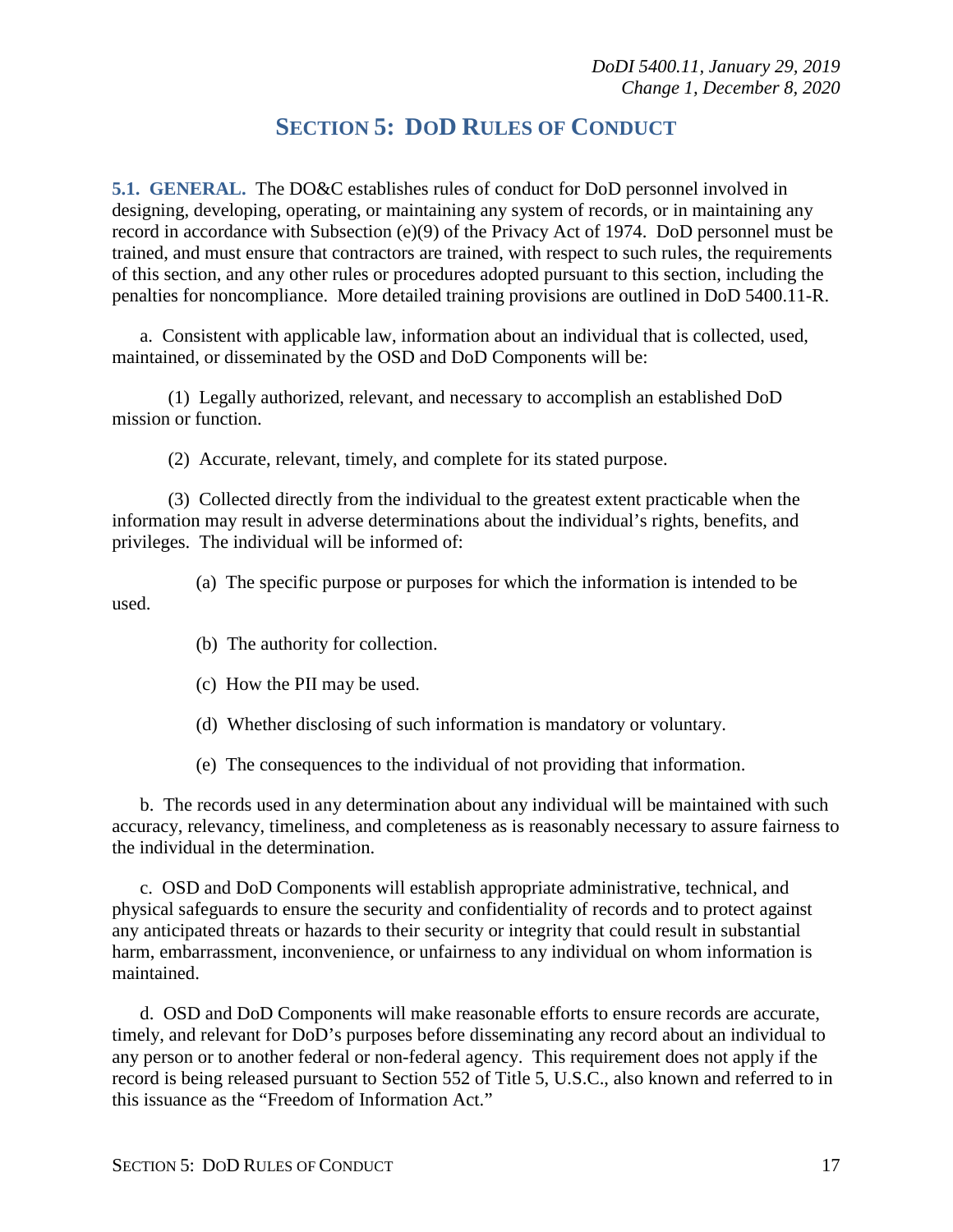# SECTION 5: DOD RULES OF CONDUCT

**5.1. GENERAL.** The DO&C establishes rules of conduct for DoD personnel involved in designing, developing, operating, or maintaining any system of records, or in maintaining any record in accordance with Subsection (e)(9) of the Privacy Act of 1974. DoD personnel must be trained, and must ensure that contractors are trained, with respect to such rules, the requirements of this section, and any other rules or procedures adopted pursuant to this section, including the penalties for noncompliance. More detailed training provisions are outlined in DoD 5400.11-R.

a. Consistent with applicable law, information about an individual that is collected, used, maintained, or disseminated by the OSD and DoD Components will be:

(1) Legally authorized, relevant, and necessary to accomplish an established DoD mission or function.

(2) Accurate, relevant, timely, and complete for its stated purpose.

(3) Collected directly from the individual to the greatest extent practicable when the information may result in adverse determinations about the individual's rights, benefits, and privileges. The individual will be informed of:

(a) The specific purpose or purposes for which the information is intended to be used.

(b) The authority for collection.

(c) How the PII may be used.

(d) Whether disclosing of such information is mandatory or voluntary.

(e) The consequences to the individual of not providing that information.

b. The records used in any determination about any individual will be maintained with such accuracy, relevancy, timeliness, and completeness as is reasonably necessary to assure fairness to the individual in the determination.

c. OSD and DoD Components will establish appropriate administrative, technical, and physical safeguards to ensure the security and confidentiality of records and to protect against any anticipated threats or hazards to their security or integrity that could result in substantial harm, embarrassment, inconvenience, or unfairness to any individual on whom information is maintained.

d. OSD and DoD Components will make reasonable efforts to ensure records are accurate, timely, and relevant for DoD's purposes before disseminating any record about an individual to any person or to another federal or non-federal agency. This requirement does not apply if the record is being released pursuant to Section 552 of Title 5, U.S.C., also known and referred to in this issuance as the "Freedom of Information Act."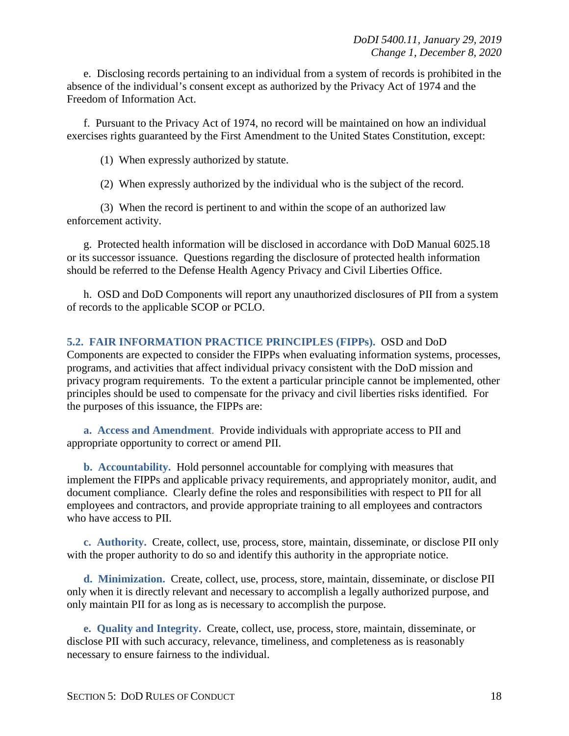e. Disclosing records pertaining to an individual from a system of records is prohibited in the absence of the individual's consent except as authorized by the Privacy Act of 1974 and the Freedom of Information Act.

f. Pursuant to the Privacy Act of 1974, no record will be maintained on how an individual exercises rights guaranteed by the First Amendment to the United States Constitution, except:

(1) When expressly authorized by statute.

(2) When expressly authorized by the individual who is the subject of the record.

(3) When the record is pertinent to and within the scope of an authorized law enforcement activity.

g. Protected health information will be disclosed in accordance with DoD Manual 6025.18 or its successor issuance. Questions regarding the disclosure of protected health information should be referred to the Defense Health Agency Privacy and Civil Liberties Office.

h. OSD and DoD Components will report any unauthorized disclosures of PII from a system of records to the applicable SCOP or PCLO.

## 5.2. FAIR INFORMATION PRACTICE PRINCIPLES (FIPPs).

OSD and DoD Components are expected to consider the FIPPs when evaluating information systems, processes, programs, and activities that affect individual privacy consistent with the DoD mission and privacy program requirements. To the extent a particular principle cannot be implemented, other principles should be used to compensate for the privacy and civil liberties risks identified. For the purposes of this issuance, the FIPPs are:

**a. Access and Amendment**. Provide individuals with appropriate access to PII and appropriate opportunity to correct or amend PII.

**b. Accountability.** Hold personnel accountable for complying with measures that implement the FIPPs and applicable privacy requirements, and appropriately monitor, audit, and document compliance. Clearly define the roles and responsibilities with respect to PII for all employees and contractors, and provide appropriate training to all employees and contractors who have access to PII.

**c. Authority.** Create, collect, use, process, store, maintain, disseminate, or disclose PII only with the proper authority to do so and identify this authority in the appropriate notice.

**d. Minimization.** Create, collect, use, process, store, maintain, disseminate, or disclose PII only when it is directly relevant and necessary to accomplish a legally authorized purpose, and only maintain PII for as long as is necessary to accomplish the purpose.

**e. Quality and Integrity.** Create, collect, use, process, store, maintain, disseminate, or disclose PII with such accuracy, relevance, timeliness, and completeness as is reasonably necessary to ensure fairness to the individual.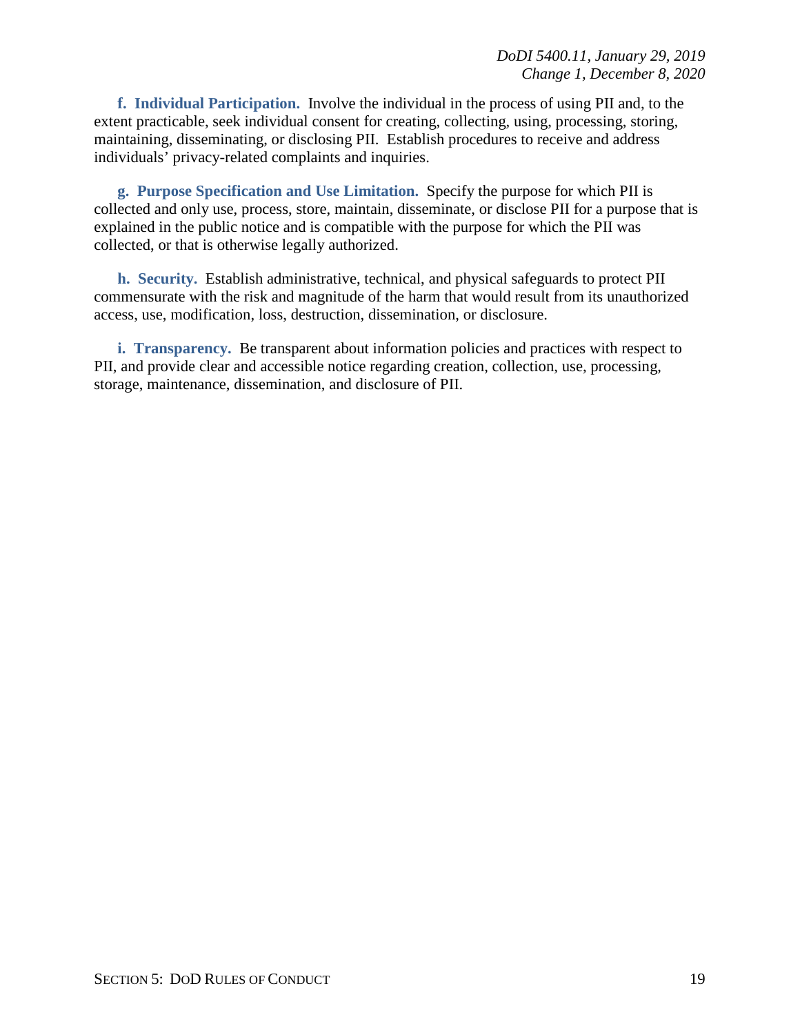**f. Individual Participation.** Involve the individual in the process of using PII and, to the extent practicable, seek individual consent for creating, collecting, using, processing, storing, maintaining, disseminating, or disclosing PII. Establish procedures to receive and address individuals' privacy-related complaints and inquiries.

**g. Purpose Specification and Use Limitation.** Specify the purpose for which PII is collected and only use, process, store, maintain, disseminate, or disclose PII for a purpose that is explained in the public notice and is compatible with the purpose for which the PII was collected, or that is otherwise legally authorized.

**h. Security.** Establish administrative, technical, and physical safeguards to protect PII commensurate with the risk and magnitude of the harm that would result from its unauthorized access, use, modification, loss, destruction, dissemination, or disclosure.

**i. Transparency.** Be transparent about information policies and practices with respect to PII, and provide clear and accessible notice regarding creation, collection, use, processing, storage, maintenance, dissemination, and disclosure of PII.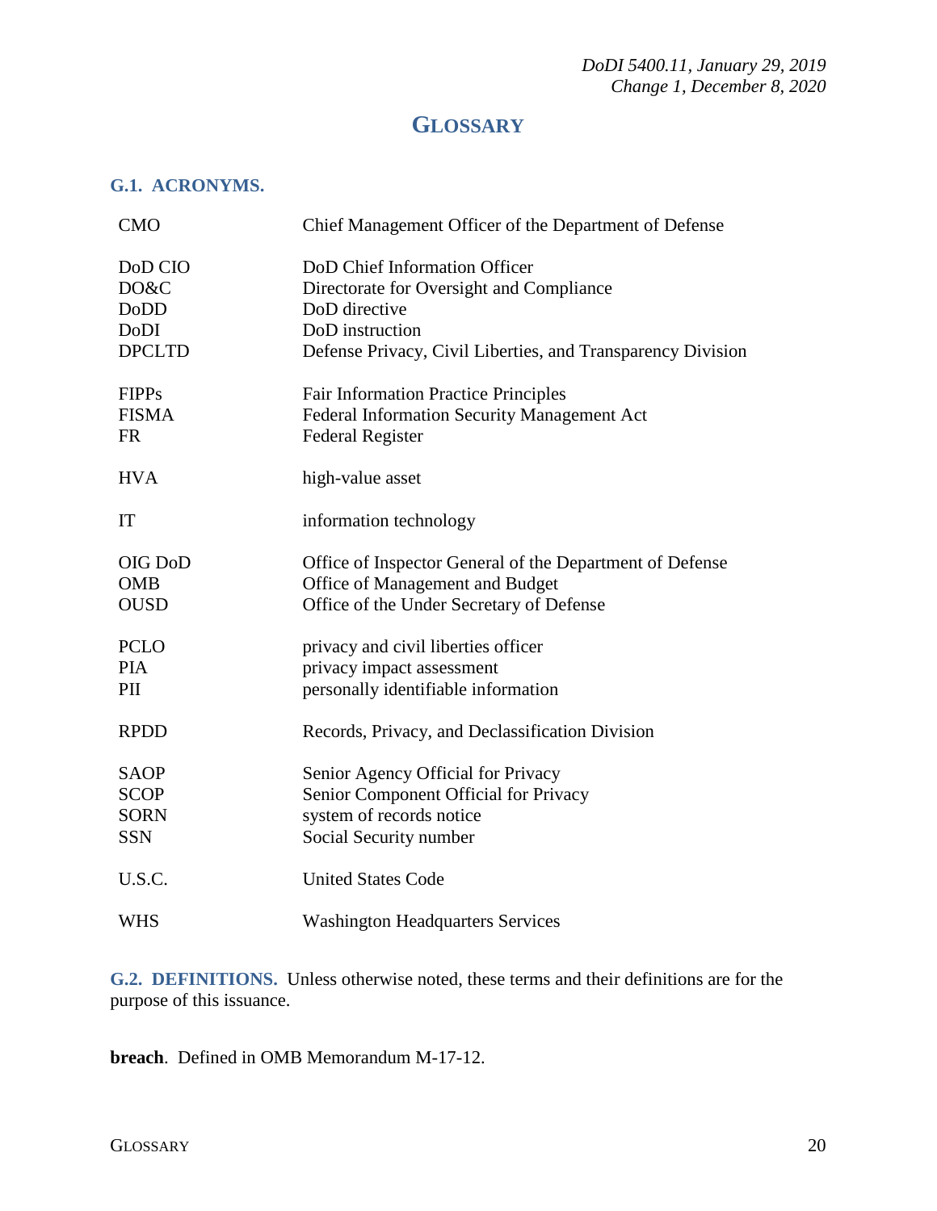# GLOSSARY

## G.1. ACRONYMS.

| | |
|---|---|
| CMO | Chief Management Officer of the Department of Defense |
| DoD CIO | DoD Chief Information Officer |
| DO&C | Directorate for Oversight and Compliance |
| DoDD | DoD directive |
| DoDI | DoD instruction |
| DPCLTD | Defense Privacy, Civil Liberties, and Transparency Division |
| FIPPs | Fair Information Practice Principles |
| FISMA | Federal Information Security Management Act |
| FR | Federal Register |
| HVA | high-value asset |
| IT | information technology |
| OIG DoD | Office of Inspector General of the Department of Defense |
| OMB | Office of Management and Budget |
| OUSD | Office of the Under Secretary of Defense |
| PCLO | privacy and civil liberties officer |
| PIA | privacy impact assessment |
| PII | personally identifiable information |
| RPDD | Records, Privacy, and Declassification Division |
| SAOP | Senior Agency Official for Privacy |
| SCOP | Senior Component Official for Privacy |
| SORN | system of records notice |
| SSN | Social Security number |
| U.S.C. | United States Code |
| WHS | Washington Headquarters Services |

## G.2. DEFINITIONS.

Unless otherwise noted, these terms and their definitions are for the purpose of this issuance.

**breach**. Defined in OMB Memorandum M-17-12.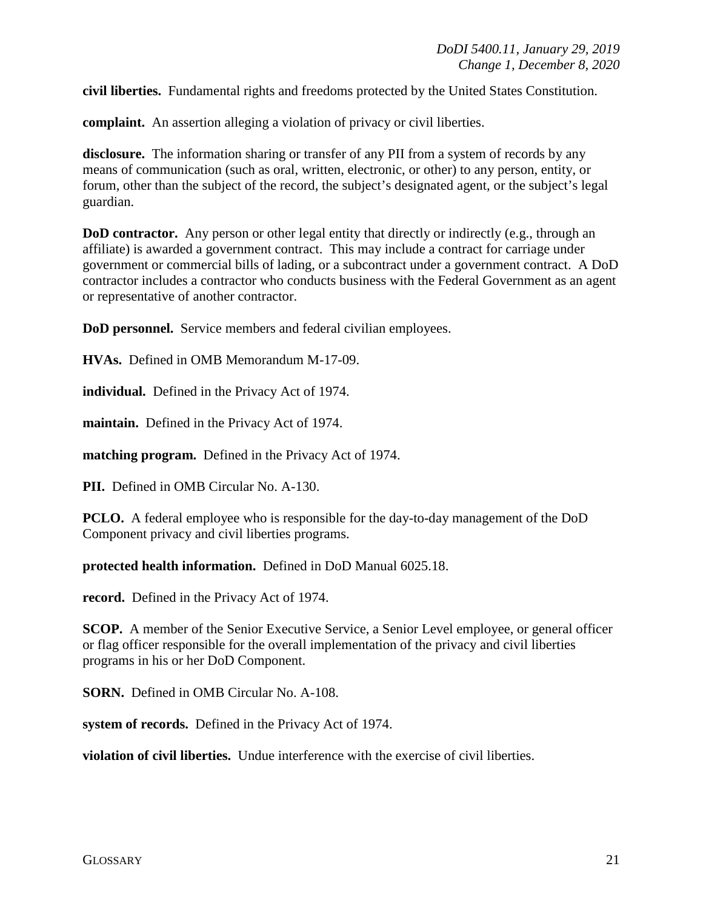**civil liberties.** Fundamental rights and freedoms protected by the United States Constitution.

**complaint.** An assertion alleging a violation of privacy or civil liberties.

**disclosure.** The information sharing or transfer of any PII from a system of records by any means of communication (such as oral, written, electronic, or other) to any person, entity, or forum, other than the subject of the record, the subject's designated agent, or the subject's legal guardian.

**DoD contractor.** Any person or other legal entity that directly or indirectly (e.g., through an affiliate) is awarded a government contract. This may include a contract for carriage under government or commercial bills of lading, or a subcontract under a government contract. A DoD contractor includes a contractor who conducts business with the Federal Government as an agent or representative of another contractor.

**DoD personnel.** Service members and federal civilian employees.

**HVAs.** Defined in OMB Memorandum M-17-09.

**individual.** Defined in the Privacy Act of 1974.

**maintain.** Defined in the Privacy Act of 1974.

**matching program.** Defined in the Privacy Act of 1974.

**PII.** Defined in OMB Circular No. A-130.

**PCLO.** A federal employee who is responsible for the day-to-day management of the DoD Component privacy and civil liberties programs.

**protected health information.** Defined in DoD Manual 6025.18.

**record.** Defined in the Privacy Act of 1974.

**SCOP.** A member of the Senior Executive Service, a Senior Level employee, or general officer or flag officer responsible for the overall implementation of the privacy and civil liberties programs in his or her DoD Component.

**SORN.** Defined in OMB Circular No. A-108.

**system of records.** Defined in the Privacy Act of 1974.

**violation of civil liberties.** Undue interference with the exercise of civil liberties.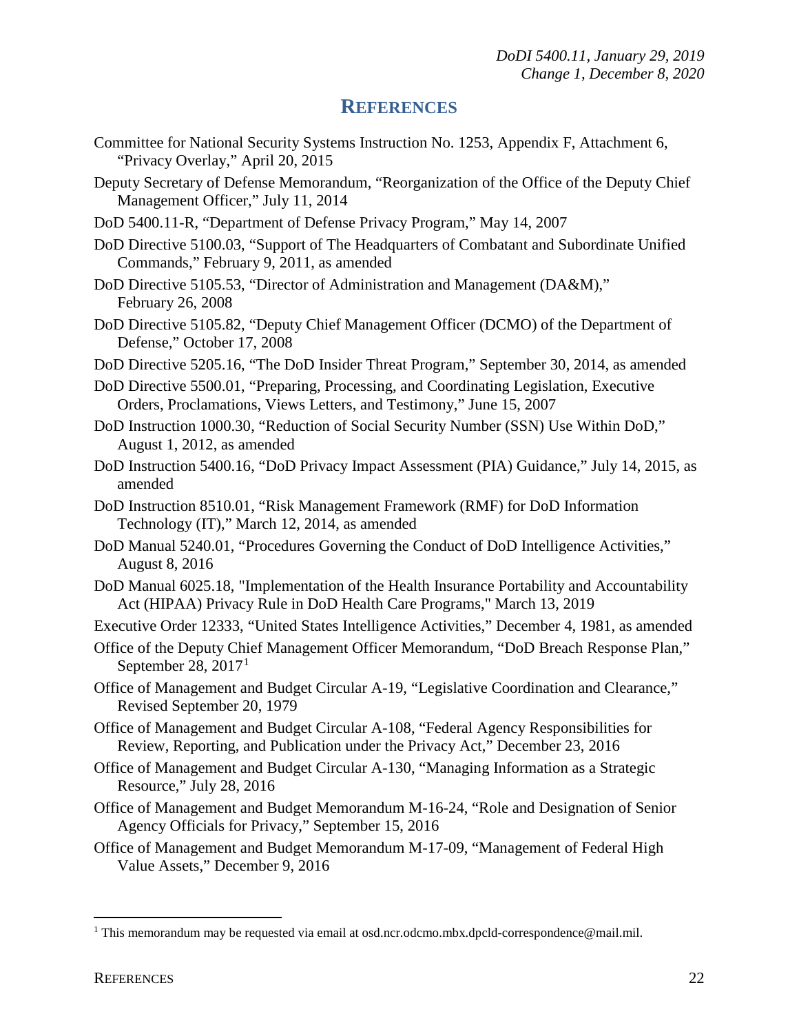## References

Committee for National Security Systems Instruction No. 1253, Appendix F, Attachment 6, "Privacy Overlay," April 20, 2015

Deputy Secretary of Defense Memorandum, "Reorganization of the Office of the Deputy Chief Management Officer," July 11, 2014

DoD 5400.11-R, "Department of Defense Privacy Program," May 14, 2007

DoD Directive 5100.03, "Support of The Headquarters of Combatant and Subordinate Unified Commands," February 9, 2011, as amended

DoD Directive 5105.53, "Director of Administration and Management (DA&M)," February 26, 2008

DoD Directive 5105.82, "Deputy Chief Management Officer (DCMO) of the Department of Defense," October 17, 2008

DoD Directive 5205.16, "The DoD Insider Threat Program," September 30, 2014, as amended

DoD Directive 5500.01, "Preparing, Processing, and Coordinating Legislation, Executive Orders, Proclamations, Views Letters, and Testimony," June 15, 2007

DoD Instruction 1000.30, "Reduction of Social Security Number (SSN) Use Within DoD," August 1, 2012, as amended

DoD Instruction 5400.16, "DoD Privacy Impact Assessment (PIA) Guidance," July 14, 2015, as amended

DoD Instruction 8510.01, "Risk Management Framework (RMF) for DoD Information Technology (IT)," March 12, 2014, as amended

DoD Manual 5240.01, "Procedures Governing the Conduct of DoD Intelligence Activities," August 8, 2016

DoD Manual 6025.18, "Implementation of the Health Insurance Portability and Accountability Act (HIPAA) Privacy Rule in DoD Health Care Programs," March 13, 2019

Executive Order 12333, "United States Intelligence Activities," December 4, 1981, as amended

Office of the Deputy Chief Management Officer Memorandum, "DoD Breach Response Plan," September 28, 2017[1]

Office of Management and Budget Circular A-19, "Legislative Coordination and Clearance," Revised September 20, 1979

Office of Management and Budget Circular A-108, "Federal Agency Responsibilities for Review, Reporting, and Publication under the Privacy Act," December 23, 2016

Office of Management and Budget Circular A-130, "Managing Information as a Strategic Resource," July 28, 2016

Office of Management and Budget Memorandum M-16-24, "Role and Designation of Senior Agency Officials for Privacy," September 15, 2016

Office of Management and Budget Memorandum M-17-09, "Management of Federal High Value Assets," December 9, 2016

---

[1] This memorandum may be requested via email at osd.ncr.odcmo.mbx.dpcld-correspondence@mail.mil.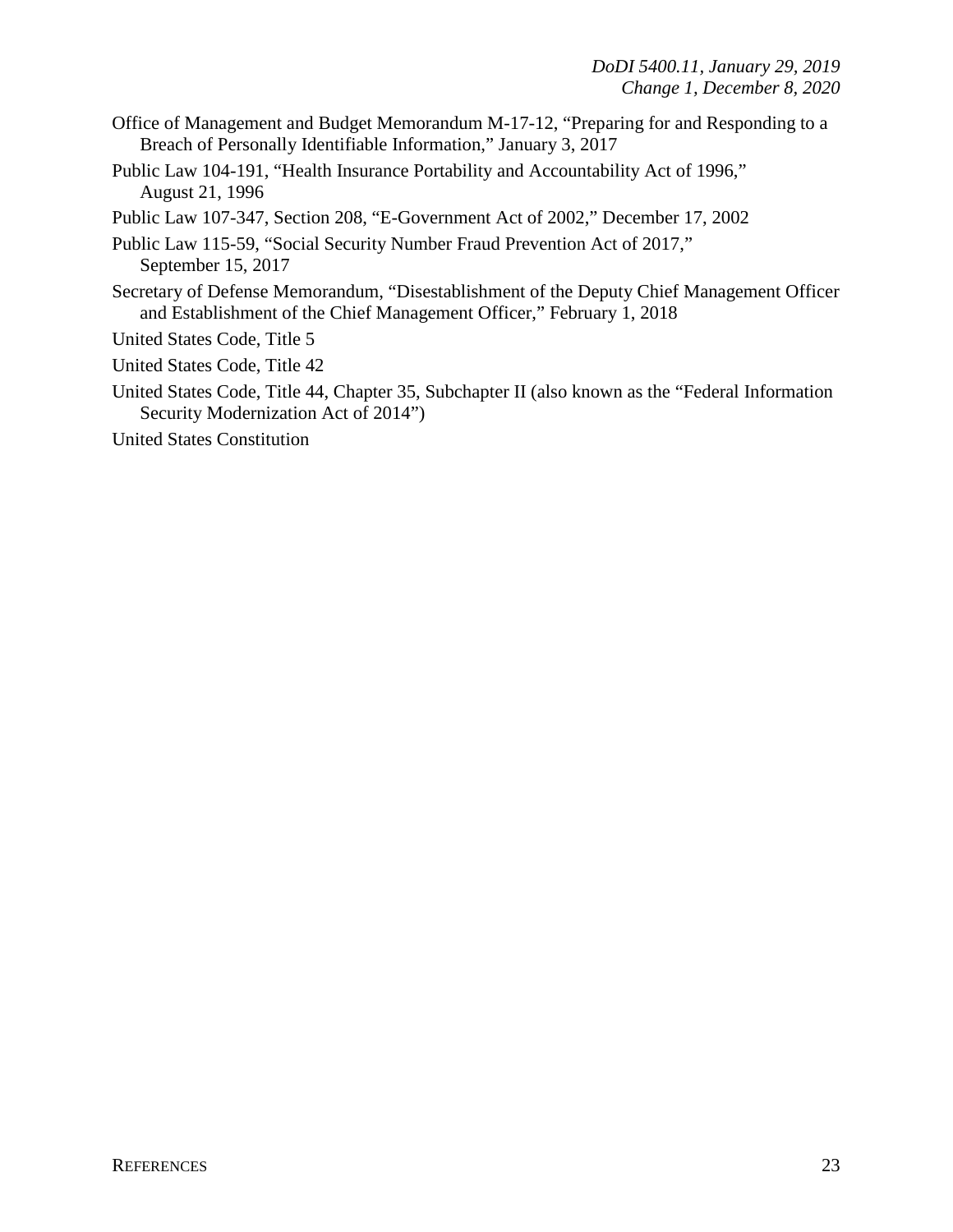Office of Management and Budget Memorandum M-17-12, "Preparing for and Responding to a Breach of Personally Identifiable Information," January 3, 2017

Public Law 104-191, "Health Insurance Portability and Accountability Act of 1996," August 21, 1996

Public Law 107-347, Section 208, "E-Government Act of 2002," December 17, 2002

Public Law 115-59, "Social Security Number Fraud Prevention Act of 2017," September 15, 2017

Secretary of Defense Memorandum, "Disestablishment of the Deputy Chief Management Officer and Establishment of the Chief Management Officer," February 1, 2018

United States Code, Title 5

United States Code, Title 42

United States Code, Title 44, Chapter 35, Subchapter II (also known as the "Federal Information Security Modernization Act of 2014")

United States Constitution